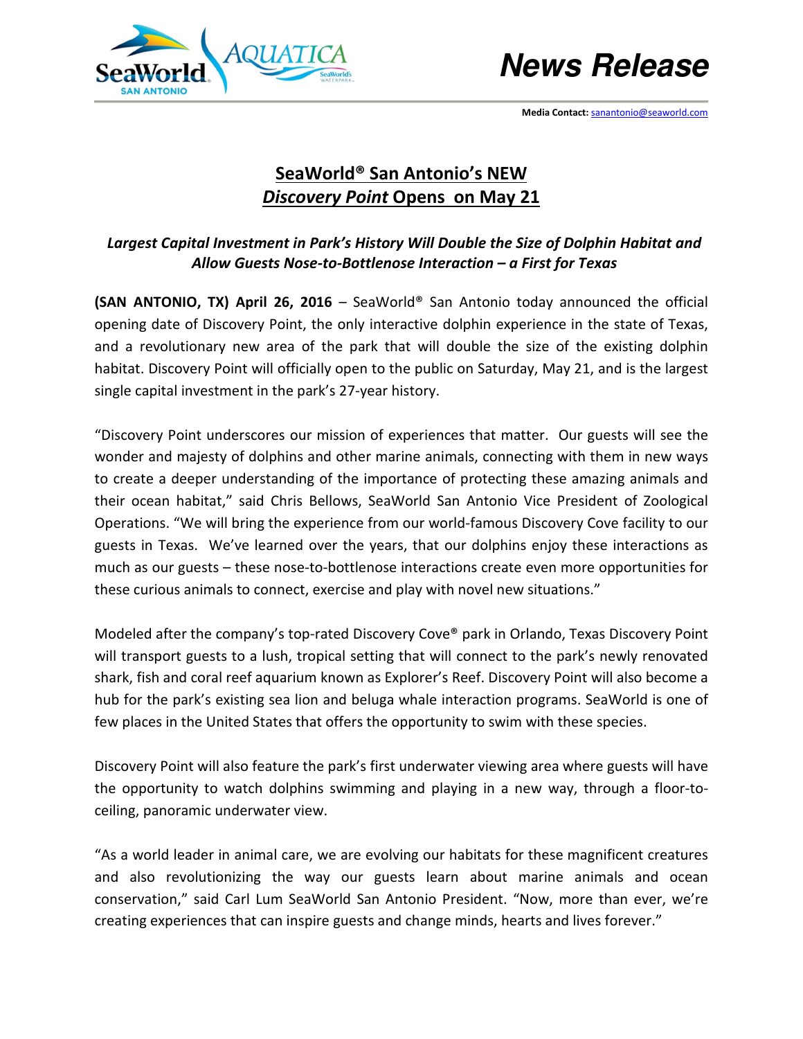# News Release

**Media Contact:** sanantonio@seaworld.com

## SeaWorld® San Antonio's NEW *Discovery Point* Opens on May 21

### *Largest Capital Investment in Park's History Will Double the Size of Dolphin Habitat and Allow Guests Nose-to-Bottlenose Interaction – a First for Texas*

**(SAN ANTONIO, TX) April 26, 2016** – SeaWorld® San Antonio today announced the official opening date of Discovery Point, the only interactive dolphin experience in the state of Texas, and a revolutionary new area of the park that will double the size of the existing dolphin habitat. Discovery Point will officially open to the public on Saturday, May 21, and is the largest single capital investment in the park's 27-year history.

"Discovery Point underscores our mission of experiences that matter. Our guests will see the wonder and majesty of dolphins and other marine animals, connecting with them in new ways to create a deeper understanding of the importance of protecting these amazing animals and their ocean habitat," said Chris Bellows, SeaWorld San Antonio Vice President of Zoological Operations. "We will bring the experience from our world-famous Discovery Cove facility to our guests in Texas. We've learned over the years, that our dolphins enjoy these interactions as much as our guests – these nose-to-bottlenose interactions create even more opportunities for these curious animals to connect, exercise and play with novel new situations."

Modeled after the company's top-rated Discovery Cove® park in Orlando, Texas Discovery Point will transport guests to a lush, tropical setting that will connect to the park's newly renovated shark, fish and coral reef aquarium known as Explorer's Reef. Discovery Point will also become a hub for the park's existing sea lion and beluga whale interaction programs. SeaWorld is one of few places in the United States that offers the opportunity to swim with these species.

Discovery Point will also feature the park's first underwater viewing area where guests will have the opportunity to watch dolphins swimming and playing in a new way, through a floor-to-ceiling, panoramic underwater view.

"As a world leader in animal care, we are evolving our habitats for these magnificent creatures and also revolutionizing the way our guests learn about marine animals and ocean conservation," said Carl Lum SeaWorld San Antonio President. "Now, more than ever, we're creating experiences that can inspire guests and change minds, hearts and lives forever."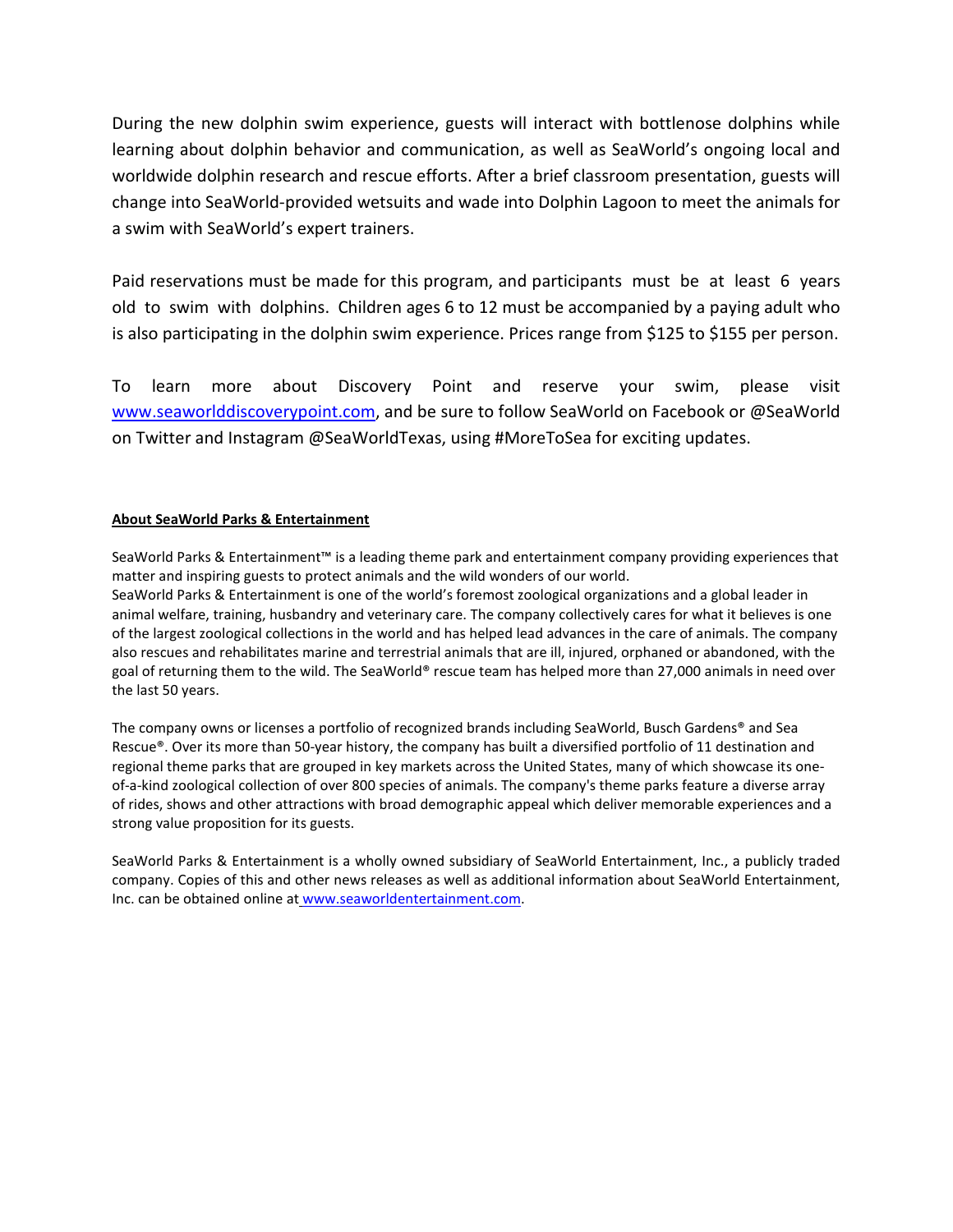During the new dolphin swim experience, guests will interact with bottlenose dolphins while learning about dolphin behavior and communication, as well as SeaWorld's ongoing local and worldwide dolphin research and rescue efforts. After a brief classroom presentation, guests will change into SeaWorld-provided wetsuits and wade into Dolphin Lagoon to meet the animals for a swim with SeaWorld's expert trainers.

Paid reservations must be made for this program, and participants must be at least 6 years old to swim with dolphins. Children ages 6 to 12 must be accompanied by a paying adult who is also participating in the dolphin swim experience. Prices range from $125 to $155 per person.

To learn more about Discovery Point and reserve your swim, please visit www.seaworlddiscoverypoint.com, and be sure to follow SeaWorld on Facebook or @SeaWorld on Twitter and Instagram @SeaWorldTexas, using #MoreToSea for exciting updates.

**About SeaWorld Parks & Entertainment**

SeaWorld Parks & Entertainment™ is a leading theme park and entertainment company providing experiences that matter and inspiring guests to protect animals and the wild wonders of our world.
SeaWorld Parks & Entertainment is one of the world's foremost zoological organizations and a global leader in animal welfare, training, husbandry and veterinary care. The company collectively cares for what it believes is one of the largest zoological collections in the world and has helped lead advances in the care of animals. The company also rescues and rehabilitates marine and terrestrial animals that are ill, injured, orphaned or abandoned, with the goal of returning them to the wild. The SeaWorld® rescue team has helped more than 27,000 animals in need over the last 50 years.

The company owns or licenses a portfolio of recognized brands including SeaWorld, Busch Gardens® and Sea Rescue®. Over its more than 50-year history, the company has built a diversified portfolio of 11 destination and regional theme parks that are grouped in key markets across the United States, many of which showcase its one-of-a-kind zoological collection of over 800 species of animals. The company's theme parks feature a diverse array of rides, shows and other attractions with broad demographic appeal which deliver memorable experiences and a strong value proposition for its guests.

SeaWorld Parks & Entertainment is a wholly owned subsidiary of SeaWorld Entertainment, Inc., a publicly traded company. Copies of this and other news releases as well as additional information about SeaWorld Entertainment, Inc. can be obtained online at www.seaworldentertainment.com.